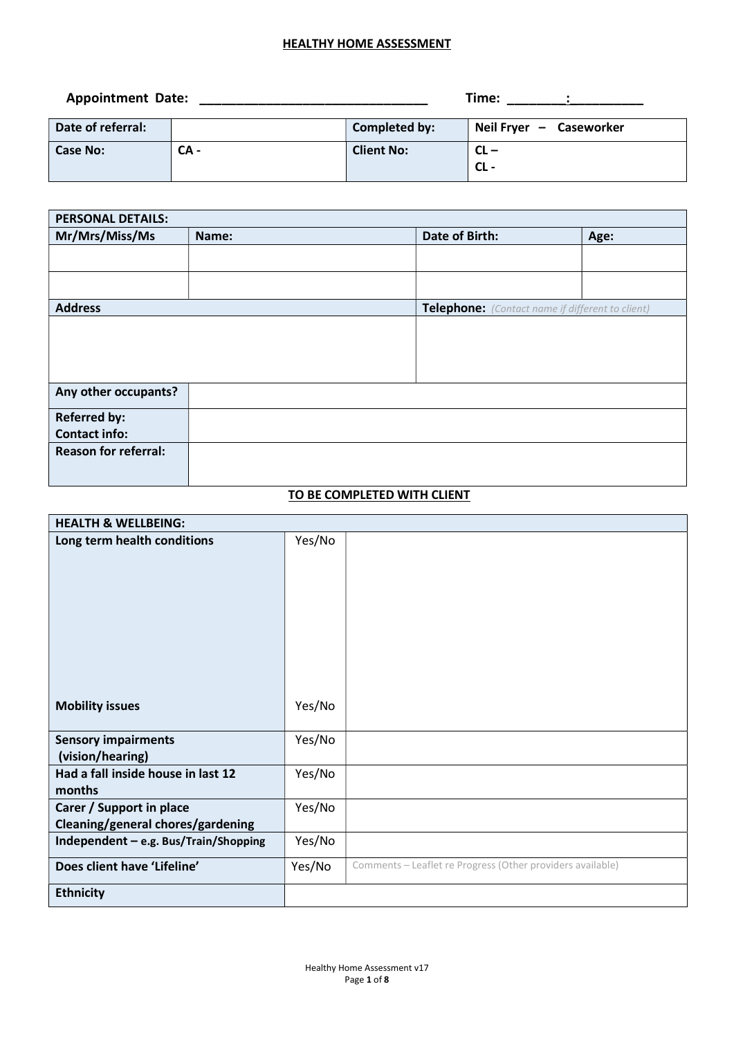## HEALTHY HOME ASSESSMENT

**Appointment Date:** ______________________________ **Time:** ________:__________

| **Date of referral:** | | **Completed by:** | **Neil Fryer – Caseworker** |
|---|---|---|---|
| **Case No:** | **CA -** | **Client No:** | **CL –**<br>**CL -** |

| **PERSONAL DETAILS:** | | | |
|---|---|---|---|
| **Mr/Mrs/Miss/Ms** | **Name:** | **Date of Birth:** | **Age:** |
| | | | |
| | | | |
| **Address** | | **Telephone:** *(Contact name if different to client)* | |
| | | | |
| **Any other occupants?** | | | |
| **Referred by:**<br>**Contact info:** | | | |
| **Reason for referral:** | | | |

**TO BE COMPLETED WITH CLIENT**

| **HEALTH & WELLBEING:** | | |
|---|---|---|
| **Long term health conditions** | Yes/No | |
| **Mobility issues** | Yes/No | |
| **Sensory impairments (vision/hearing)** | Yes/No | |
| **Had a fall inside house in last 12 months** | Yes/No | |
| **Carer / Support in place**<br>**Cleaning/general chores/gardening** | Yes/No | |
| **Independent – e.g. Bus/Train/Shopping** | Yes/No | |
| **Does client have 'Lifeline'** | Yes/No | Comments – Leaflet re Progress (Other providers available) |
| **Ethnicity** | | |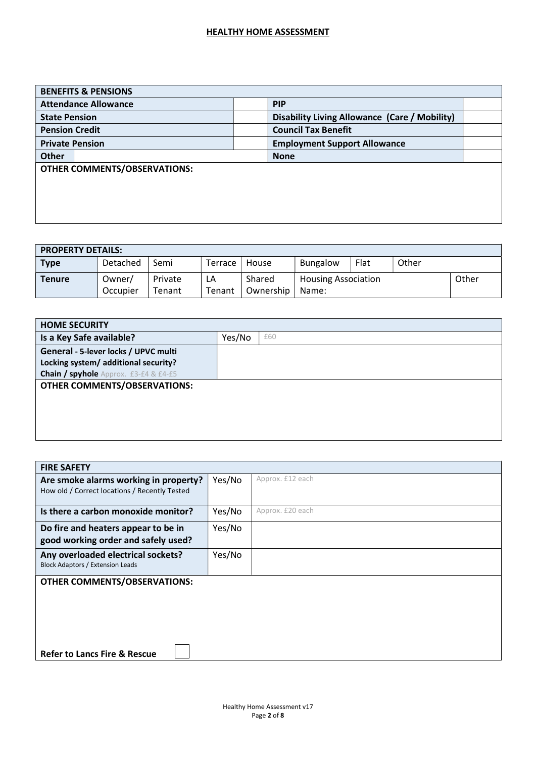# HEALTHY HOME ASSESSMENT

| BENEFITS & PENSIONS | | | |
|---|---|---|---|
| **Attendance Allowance** | | **PIP** | |
| **State Pension** | | **Disability Living Allowance (Care / Mobility)** | |
| **Pension Credit** | | **Council Tax Benefit** | |
| **Private Pension** | | **Employment Support Allowance** | |
| **Other** | | **None** | |

**OTHER COMMENTS/OBSERVATIONS:**

| PROPERTY DETAILS: | | | | | | | | |
|---|---|---|---|---|---|---|---|---|
| **Type** | Detached | Semi | Terrace | House | Bungalow | Flat | Other | |
| **Tenure** | Owner/ Occupier | Private Tenant | LA Tenant | Shared Ownership | Housing Association Name: | | | Other |

| HOME SECURITY | | |
|---|---|---|
| **Is a Key Safe available?** | Yes/No | £60 |
| **General - 5-lever locks / UPVC multi Locking system/ additional security? Chain / spyhole** Approx. £3-£4 & £4-£5 | | |

**OTHER COMMENTS/OBSERVATIONS:**

| FIRE SAFETY | | |
|---|---|---|
| **Are smoke alarms working in property?** How old / Correct locations / Recently Tested | Yes/No | Approx. £12 each |
| **Is there a carbon monoxide monitor?** | Yes/No | Approx. £20 each |
| **Do fire and heaters appear to be in good working order and safely used?** | Yes/No | |
| **Any overloaded electrical sockets?** Block Adaptors / Extension Leads | Yes/No | |

**OTHER COMMENTS/OBSERVATIONS:**

**Refer to Lancs Fire & Rescue** ☐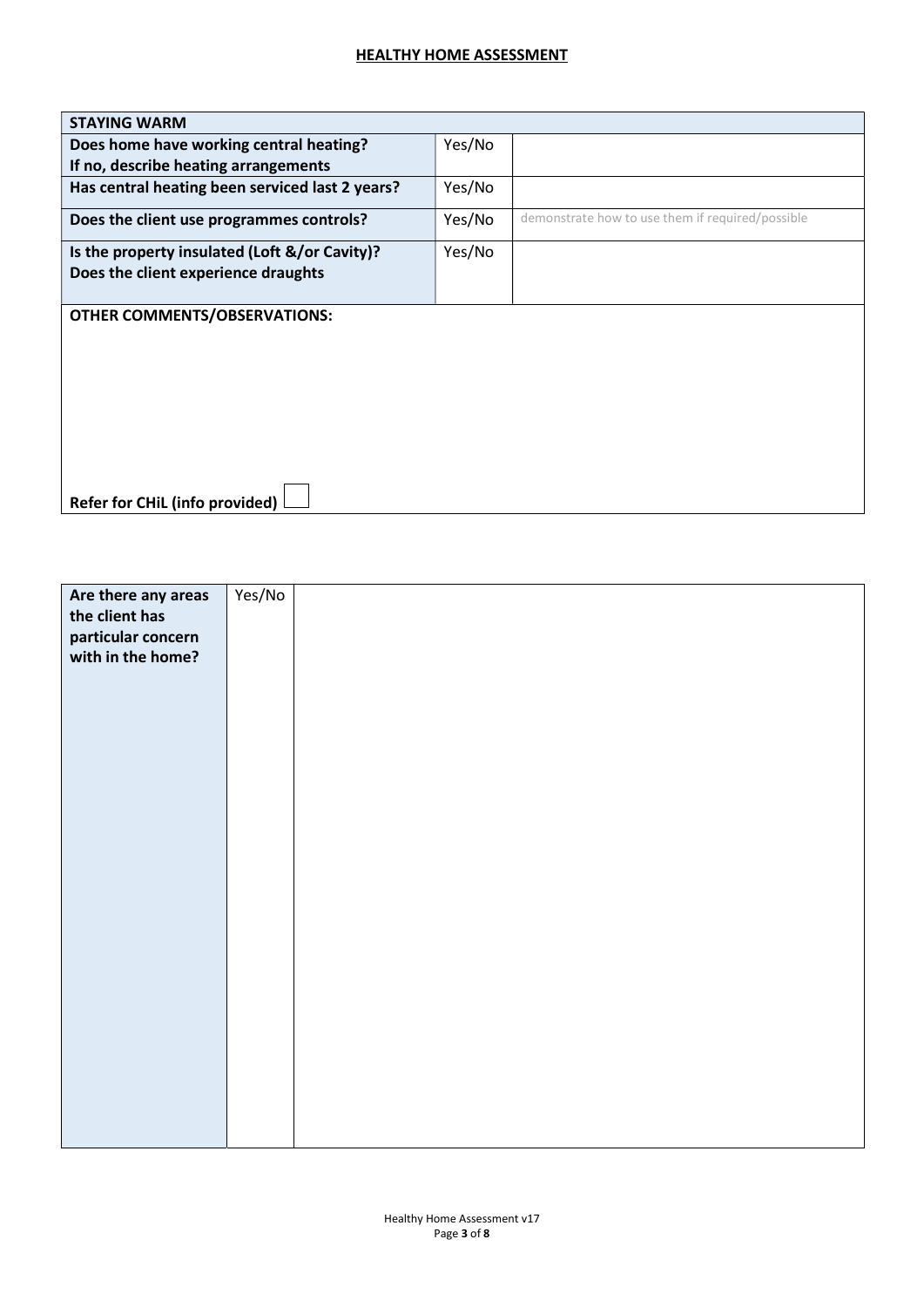## HEALTHY HOME ASSESSMENT

| STAYING WARM | | |
|---|---|---|
| **Does home have working central heating?**<br>**If no, describe heating arrangements** | Yes/No | |
| **Has central heating been serviced last 2 years?** | Yes/No | |
| **Does the client use programmes controls?** | Yes/No | demonstrate how to use them if required/possible |
| **Is the property insulated (Loft &/or Cavity)?**<br>**Does the client experience draughts** | Yes/No | |
| **OTHER COMMENTS/OBSERVATIONS:**<br><br>**Refer for CHiL (info provided)** ☐ | | |

| **Are there any areas the client has particular concern with in the home?** | Yes/No | |
|---|---|---|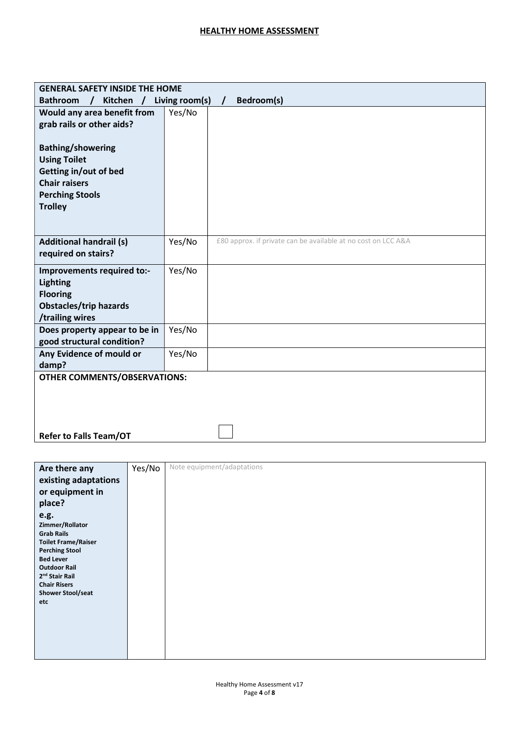## HEALTHY HOME ASSESSMENT

| GENERAL SAFETY INSIDE THE HOME<br>Bathroom / Kitchen / Living room(s) / Bedroom(s) | | |
|---|---|---|
| **Would any area benefit from grab rails or other aids?**<br><br>**Bathing/showering**<br>**Using Toilet**<br>**Getting in/out of bed**<br>**Chair raisers**<br>**Perching Stools**<br>**Trolley** | Yes/No | |
| **Additional handrail (s) required on stairs?** | Yes/No | £80 approx. if private can be available at no cost on LCC A&A |
| **Improvements required to:-**<br>**Lighting**<br>**Flooring**<br>**Obstacles/trip hazards /trailing wires** | Yes/No | |
| **Does property appear to be in good structural condition?** | Yes/No | |
| **Any Evidence of mould or damp?** | Yes/No | |
| **OTHER COMMENTS/OBSERVATIONS:**<br><br>**Refer to Falls Team/OT** ☐ | | |

| | | |
|---|---|---|
| **Are there any existing adaptations or equipment in place?**<br>**e.g.**<br>**Zimmer/Rollator**<br>**Grab Rails**<br>**Toilet Frame/Raiser**<br>**Perching Stool**<br>**Bed Lever**<br>**Outdoor Rail**<br>**2nd Stair Rail**<br>**Chair Risers**<br>**Shower Stool/seat**<br>**etc** | Yes/No | Note equipment/adaptations |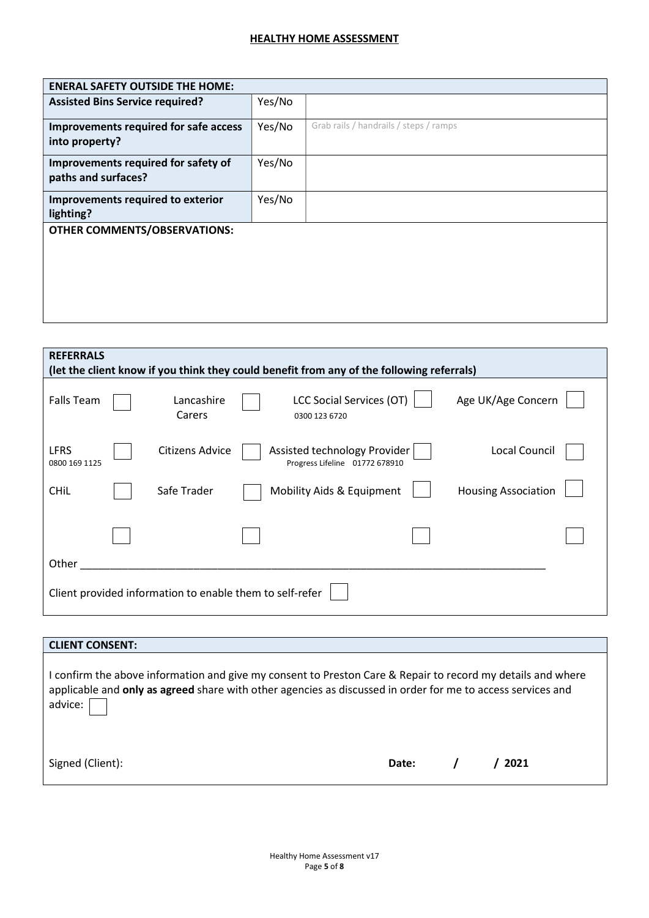## HEALTHY HOME ASSESSMENT

| ENERAL SAFETY OUTSIDE THE HOME: | | |
|---|---|---|
| **Assisted Bins Service required?** | Yes/No | |
| **Improvements required for safe access into property?** | Yes/No | Grab rails / handrails / steps / ramps |
| **Improvements required for safety of paths and surfaces?** | Yes/No | |
| **Improvements required to exterior lighting?** | Yes/No | |
| **OTHER COMMENTS/OBSERVATIONS:** | | |

**REFERRALS**
**(let the client know if you think they could benefit from any of the following referrals)**

| | | | | | | | |
|---|---|---|---|---|---|---|---|
| Falls Team | ☐ | Lancashire Carers | ☐ | LCC Social Services (OT) 0300 123 6720 | ☐ | Age UK/Age Concern | ☐ |
| LFRS 0800 169 1125 | ☐ | Citizens Advice | ☐ | Assisted technology Provider Progress Lifeline 01772 678910 | ☐ | Local Council | ☐ |
| CHiL | ☐ | Safe Trader | ☐ | Mobility Aids & Equipment | ☐ | Housing Association | ☐ |
| | ☐ | | ☐ | | ☐ | | ☐ |

Other ______________________________________________________________________________

Client provided information to enable them to self-refer ☐

**CLIENT CONSENT:**

I confirm the above information and give my consent to Preston Care & Repair to record my details and where applicable and **only as agreed** share with other agencies as discussed in order for me to access services and advice: ☐

Signed (Client): **Date: / / 2021**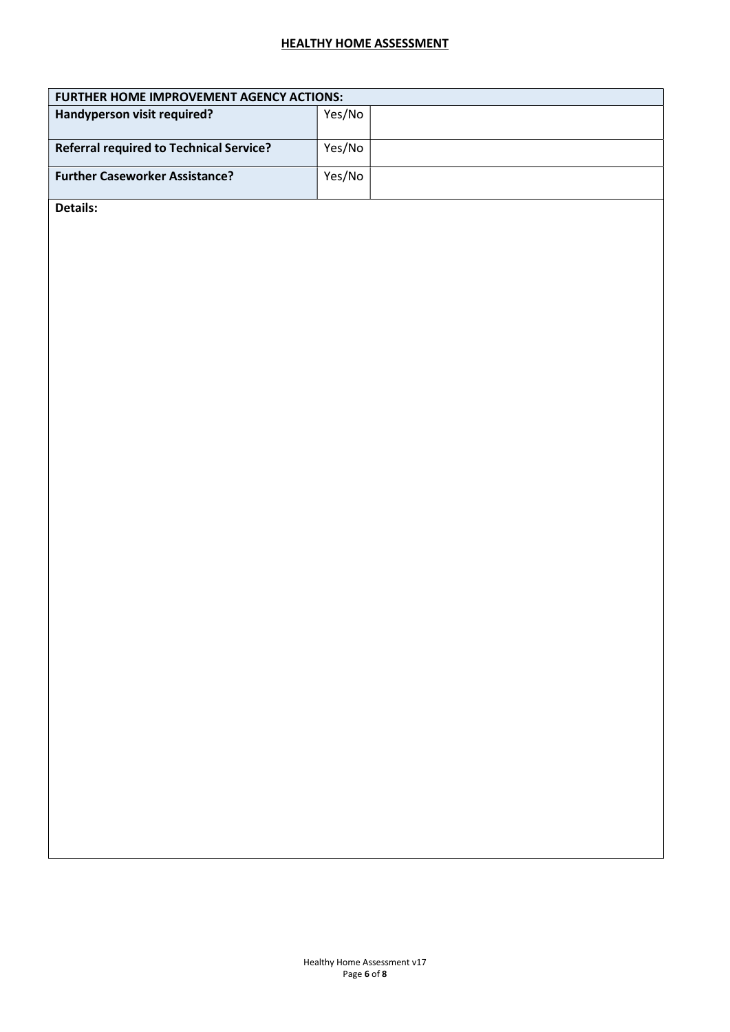## HEALTHY HOME ASSESSMENT

| FURTHER HOME IMPROVEMENT AGENCY ACTIONS: | | |
|---|---|---|
| **Handyperson visit required?** | Yes/No | |
| **Referral required to Technical Service?** | Yes/No | |
| **Further Caseworker Assistance?** | Yes/No | |

**Details:**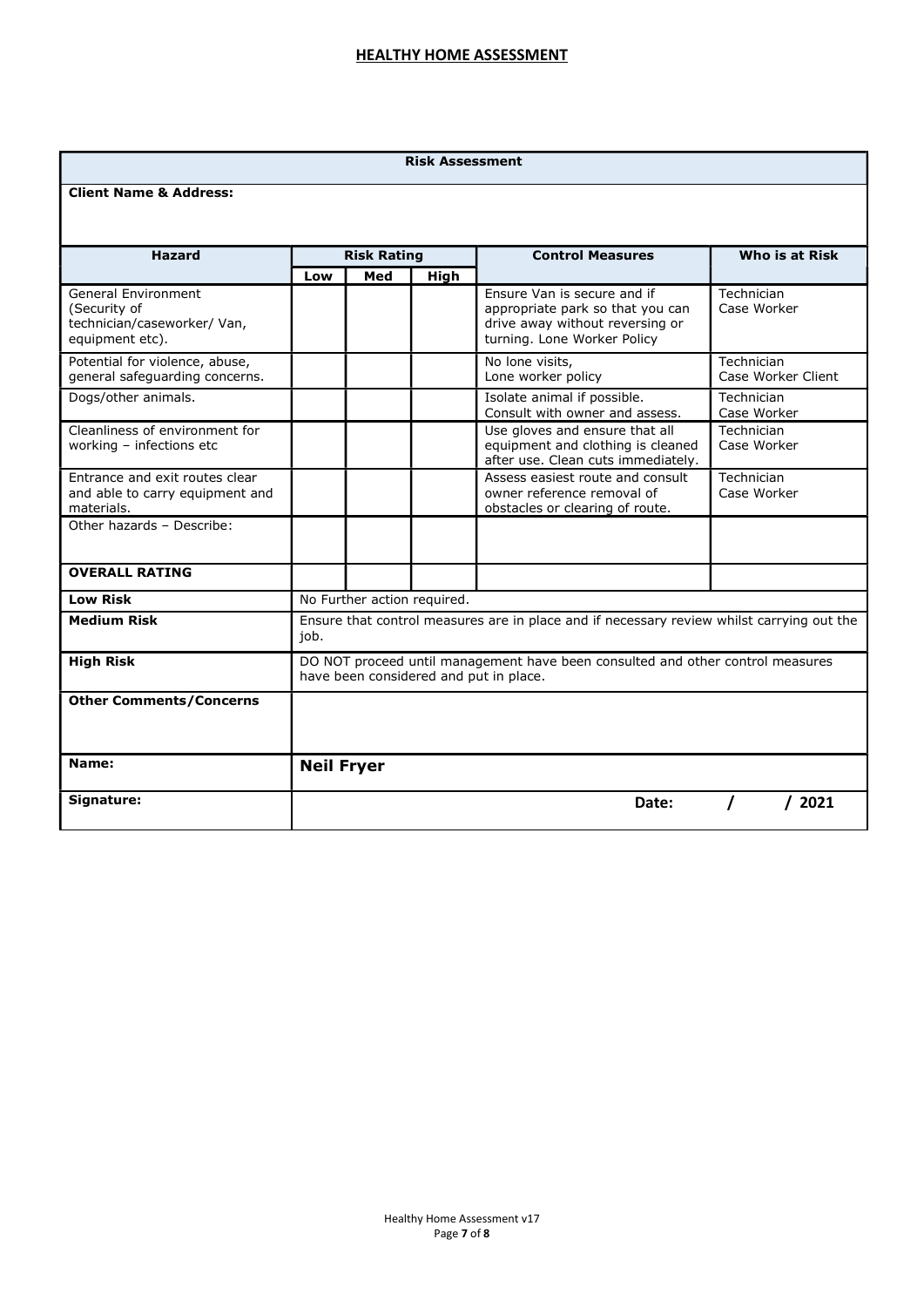## HEALTHY HOME ASSESSMENT

| Risk Assessment | | | | | |
|---|---|---|---|---|---|
| **Client Name & Address:** | | | | | |
| **Hazard** | **Risk Rating** | | | **Control Measures** | **Who is at Risk** |
| | **Low** | **Med** | **High** | | |
| General Environment (Security of technician/caseworker/ Van, equipment etc). | | | | Ensure Van is secure and if appropriate park so that you can drive away without reversing or turning. Lone Worker Policy | Technician Case Worker |
| Potential for violence, abuse, general safeguarding concerns. | | | | No lone visits, Lone worker policy | Technician Case Worker Client |
| Dogs/other animals. | | | | Isolate animal if possible. Consult with owner and assess. | Technician Case Worker |
| Cleanliness of environment for working – infections etc | | | | Use gloves and ensure that all equipment and clothing is cleaned after use. Clean cuts immediately. | Technician Case Worker |
| Entrance and exit routes clear and able to carry equipment and materials. | | | | Assess easiest route and consult owner reference removal of obstacles or clearing of route. | Technician Case Worker |
| Other hazards – Describe: | | | | | |
| **OVERALL RATING** | | | | | |
| **Low Risk** | No Further action required. | | | | |
| **Medium Risk** | Ensure that control measures are in place and if necessary review whilst carrying out the job. | | | | |
| **High Risk** | DO NOT proceed until management have been consulted and other control measures have been considered and put in place. | | | | |
| **Other Comments/Concerns** | | | | | |
| **Name:** | **Neil Fryer** | | | | |
| **Signature:** | | | | **Date:** | / / 2021 |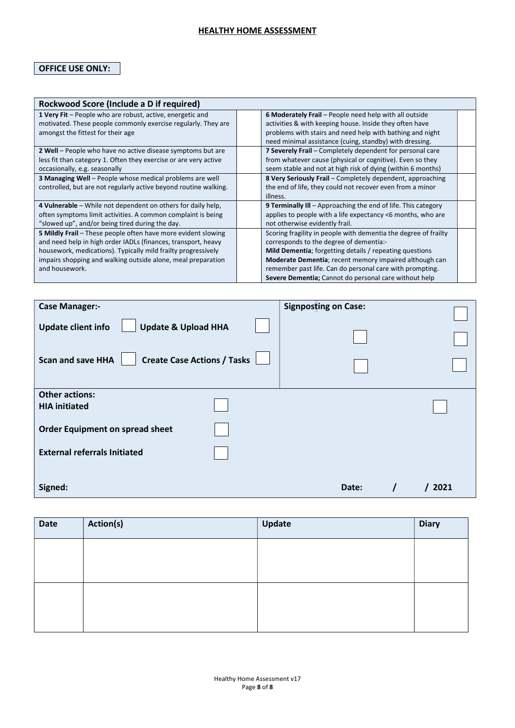## HEALTHY HOME ASSESSMENT

**OFFICE USE ONLY:**

| Rockwood Score (Include a D if required) | | | |
|---|---|---|---|
| **1 Very Fit** – People who are robust, active, energetic and motivated. These people commonly exercise regularly. They are amongst the fittest for their age | | **6 Moderately Frail** – People need help with all outside activities & with keeping house. Inside they often have problems with stairs and need help with bathing and night need minimal assistance (cuing, standby) with dressing. | |
| **2 Well** – People who have no active disease symptoms but are less fit than category 1. Often they exercise or are very active occasionally, e.g. seasonally | | **7 Severely Frail** – Completely dependent for personal care from whatever cause (physical or cognitive). Even so they seem stable and not at high risk of dying (within 6 months) | |
| **3 Managing Well** – People whose medical problems are well controlled, but are not regularly active beyond routine walking. | | **8 Very Seriously Frail** – Completely dependent, approaching the end of life, they could not recover even from a minor illness. | |
| **4 Vulnerable** – While not dependent on others for daily help, often symptoms limit activities. A common complaint is being "slowed up", and/or being tired during the day. | | **9 Terminally Ill** – Approaching the end of life. This category applies to people with a life expectancy <6 months, who are not otherwise evidently frail. | |
| **5 Mildly Frail** – These people often have more evident slowing and need help in high order IADLs (finances, transport, heavy housework, medications). Typically mild frailty progressively impairs shopping and walking outside alone, meal preparation and housework. | | Scoring fragility in people with dementia the degree of frailty corresponds to the degree of dementia:-<br>**Mild Dementia**; forgetting details / repeating questions<br>**Moderate Dementia**; recent memory impaired although can remember past life. Can do personal care with prompting.<br>**Severe Dementia;** Cannot do personal care without help | |

**Case Manager:-**

**Update client info** ☐ **Update & Upload HHA** ☐

**Scan and save HHA** ☐ **Create Case Actions / Tasks** ☐

**Signposting on Case:** ☐

☐ ☐

☐ ☐

**Other actions:**

**HIA initiated** ☐ ☐

**Order Equipment on spread sheet** ☐

**External referrals Initiated** ☐

**Signed:** **Date: / / 2021**

| Date | Action(s) | Update | Diary |
|---|---|---|---|
| | | | |
| | | | |